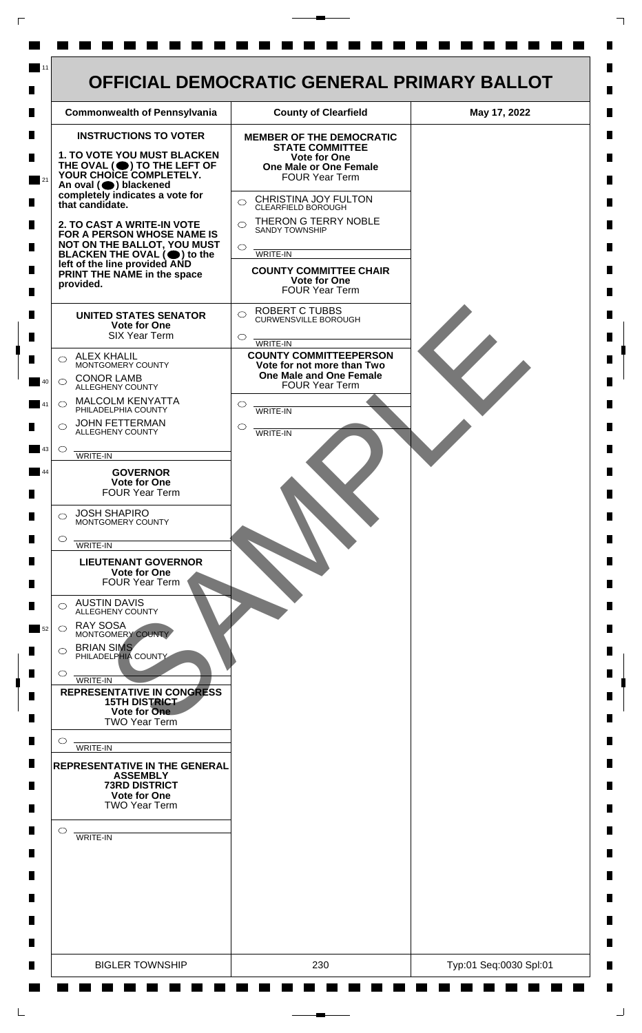# OFFICIAL DEMOCRATIC GENERAL PRIMARY BALLOT

| Commonwealth of Pennsylvania | County of Clearfield | May 17, 2022 |
|---|---|---|

## INSTRUCTIONS TO VOTER

**1. TO VOTE YOU MUST BLACKEN THE OVAL (⬬) TO THE LEFT OF YOUR CHOICE COMPLETELY.** An oval (⬬) blackened completely indicates a vote for that candidate.

**2. TO CAST A WRITE-IN VOTE FOR A PERSON WHOSE NAME IS NOT ON THE BALLOT, YOU MUST BLACKEN THE OVAL (⬬) to the left of the line provided AND PRINT THE NAME in the space provided.**

### UNITED STATES SENATOR
**Vote for One**
SIX Year Term

- ○ ALEX KHALIL — MONTGOMERY COUNTY
- ○ CONOR LAMB — ALLEGHENY COUNTY
- ○ MALCOLM KENYATTA — PHILADELPHIA COUNTY
- ○ JOHN FETTERMAN — ALLEGHENY COUNTY
- ○ ________ WRITE-IN

### GOVERNOR
**Vote for One**
FOUR Year Term

- ○ JOSH SHAPIRO — MONTGOMERY COUNTY
- ○ ________ WRITE-IN

### LIEUTENANT GOVERNOR
**Vote for One**
FOUR Year Term

- ○ AUSTIN DAVIS — ALLEGHENY COUNTY
- ○ RAY SOSA — MONTGOMERY COUNTY
- ○ BRIAN SIMS — PHILADELPHIA COUNTY
- ○ ________ WRITE-IN

### REPRESENTATIVE IN CONGRESS
**15TH DISTRICT**
**Vote for One**
TWO Year Term

- ○ ________ WRITE-IN

### REPRESENTATIVE IN THE GENERAL ASSEMBLY
**73RD DISTRICT**
**Vote for One**
TWO Year Term

- ○ ________ WRITE-IN

### MEMBER OF THE DEMOCRATIC STATE COMMITTEE
**Vote for One**
**One Male or One Female**
FOUR Year Term

- ○ CHRISTINA JOY FULTON — CLEARFIELD BOROUGH
- ○ THERON G TERRY NOBLE — SANDY TOWNSHIP
- ○ ________ WRITE-IN

### COUNTY COMMITTEE CHAIR
**Vote for One**
FOUR Year Term

- ○ ROBERT C TUBBS — CURWENSVILLE BOROUGH
- ○ ________ WRITE-IN

### COUNTY COMMITTEEPERSON
**Vote for not more than Two**
**One Male and One Female**
FOUR Year Term

- ○ ________ WRITE-IN
- ○ ________ WRITE-IN

SAMPLE

| BIGLER TOWNSHIP | 230 | Typ:01 Seq:0030 Spl:01 |
|---|---|---|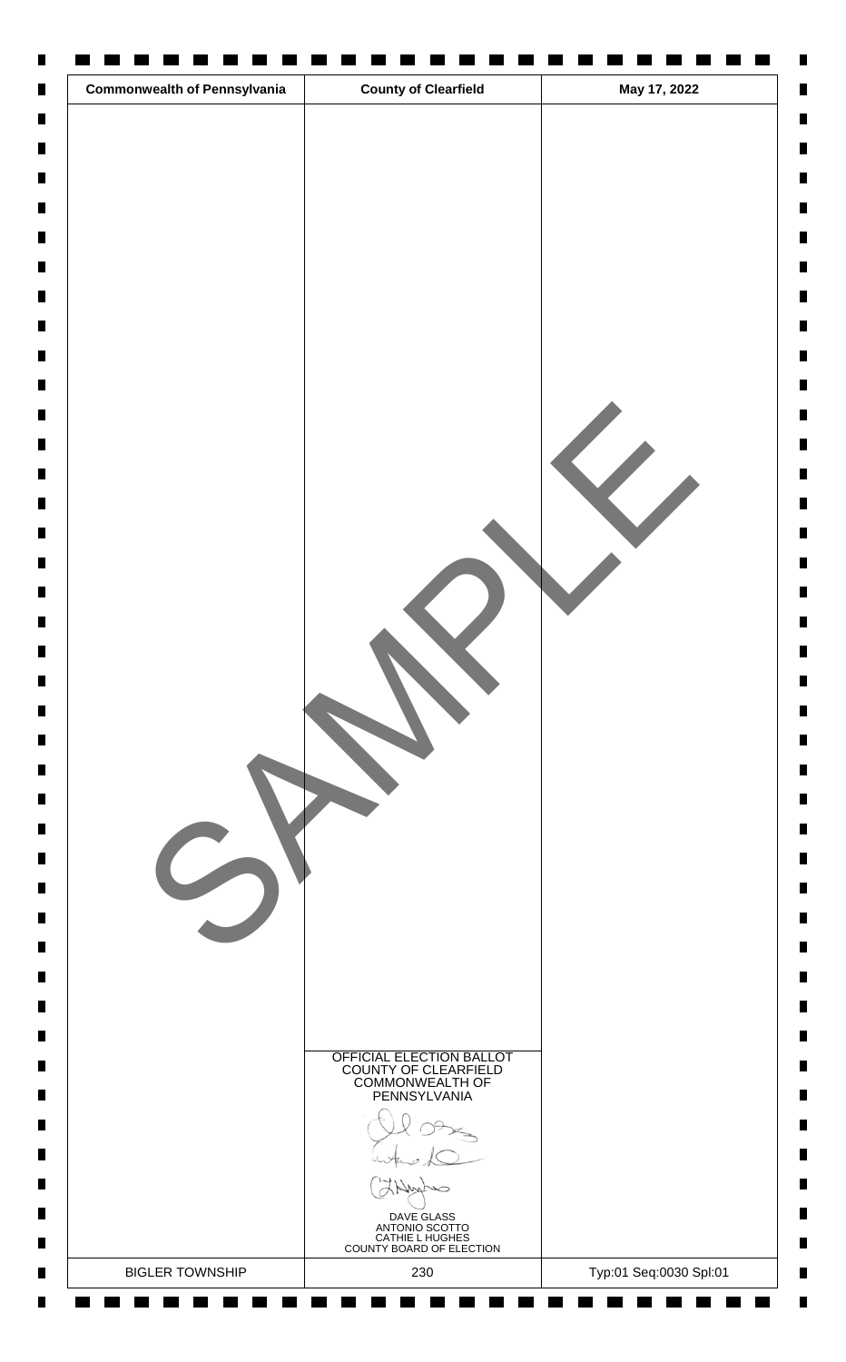| Commonwealth of Pennsylvania | County of Clearfield | May 17, 2022 |
| --- | --- | --- |
| | OFFICIAL ELECTION BALLOT<br>COUNTY OF CLEARFIELD<br>COMMONWEALTH OF<br>PENNSYLVANIA<br><br>DAVE GLASS<br>ANTONIO SCOTTO<br>CATHIE L HUGHES<br>COUNTY BOARD OF ELECTION | |
| BIGLER TOWNSHIP | 230 | Typ:01 Seq:0030 Spl:01 |

SAMPLE